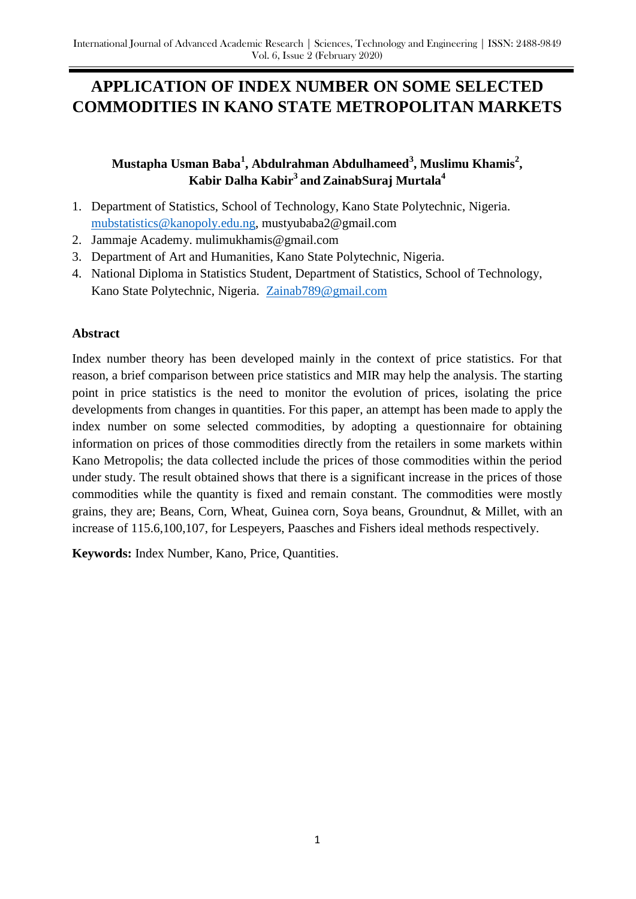# APPLICATION OF INDEX NUMBER ON SOME SELECTED COMMODITIES IN KANO STATE METROPOLITAN MARKETS

**Mustapha Usman Baba[1], Abdulrahman Abdulhameed[3], Muslimu Khamis[2], Kabir Dalha Kabir[3] and ZainabSuraj Murtala[4]**

1. Department of Statistics, School of Technology, Kano State Polytechnic, Nigeria. mubstatistics@kanopoly.edu.ng, mustyubaba2@gmail.com
2. Jammaje Academy. mulimukhamis@gmail.com
3. Department of Art and Humanities, Kano State Polytechnic, Nigeria.
4. National Diploma in Statistics Student, Department of Statistics, School of Technology, Kano State Polytechnic, Nigeria. Zainab789@gmail.com

### Abstract

Index number theory has been developed mainly in the context of price statistics. For that reason, a brief comparison between price statistics and MIR may help the analysis. The starting point in price statistics is the need to monitor the evolution of prices, isolating the price developments from changes in quantities. For this paper, an attempt has been made to apply the index number on some selected commodities, by adopting a questionnaire for obtaining information on prices of those commodities directly from the retailers in some markets within Kano Metropolis; the data collected include the prices of those commodities within the period under study. The result obtained shows that there is a significant increase in the prices of those commodities while the quantity is fixed and remain constant. The commodities were mostly grains, they are; Beans, Corn, Wheat, Guinea corn, Soya beans, Groundnut, & Millet, with an increase of 115.6,100,107, for Lespeyers, Paasches and Fishers ideal methods respectively.

**Keywords:** Index Number, Kano, Price, Quantities.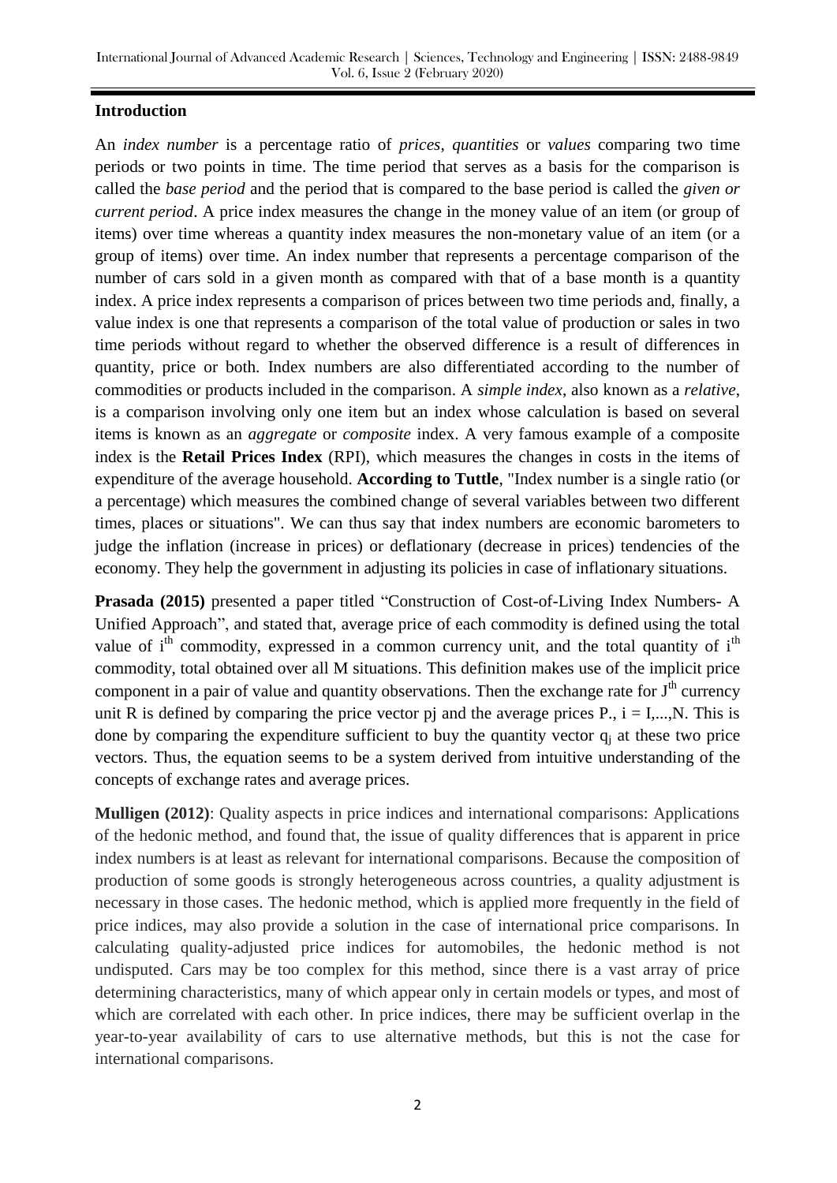## Introduction

An *index number* is a percentage ratio of *prices*, *quantities* or *values* comparing two time periods or two points in time. The time period that serves as a basis for the comparison is called the *base period* and the period that is compared to the base period is called the *given or current period*. A price index measures the change in the money value of an item (or group of items) over time whereas a quantity index measures the non-monetary value of an item (or a group of items) over time. An index number that represents a percentage comparison of the number of cars sold in a given month as compared with that of a base month is a quantity index. A price index represents a comparison of prices between two time periods and, finally, a value index is one that represents a comparison of the total value of production or sales in two time periods without regard to whether the observed difference is a result of differences in quantity, price or both. Index numbers are also differentiated according to the number of commodities or products included in the comparison. A *simple index*, also known as a *relative*, is a comparison involving only one item but an index whose calculation is based on several items is known as an *aggregate* or *composite* index. A very famous example of a composite index is the **Retail Prices Index** (RPI), which measures the changes in costs in the items of expenditure of the average household. **According to Tuttle**, "Index number is a single ratio (or a percentage) which measures the combined change of several variables between two different times, places or situations". We can thus say that index numbers are economic barometers to judge the inflation (increase in prices) or deflationary (decrease in prices) tendencies of the economy. They help the government in adjusting its policies in case of inflationary situations.

**Prasada (2015)** presented a paper titled "Construction of Cost-of-Living Index Numbers- A Unified Approach", and stated that, average price of each commodity is defined using the total value of $i^{th}$ commodity, expressed in a common currency unit, and the total quantity of $i^{th}$ commodity, total obtained over all M situations. This definition makes use of the implicit price component in a pair of value and quantity observations. Then the exchange rate for $J^{th}$ currency unit R is defined by comparing the price vector pj and the average prices P., i = I,...,N. This is done by comparing the expenditure sufficient to buy the quantity vector $q_j$ at these two price vectors. Thus, the equation seems to be a system derived from intuitive understanding of the concepts of exchange rates and average prices.

**Mulligen (2012)**: Quality aspects in price indices and international comparisons: Applications of the hedonic method, and found that, the issue of quality differences that is apparent in price index numbers is at least as relevant for international comparisons. Because the composition of production of some goods is strongly heterogeneous across countries, a quality adjustment is necessary in those cases. The hedonic method, which is applied more frequently in the field of price indices, may also provide a solution in the case of international price comparisons. In calculating quality-adjusted price indices for automobiles, the hedonic method is not undisputed. Cars may be too complex for this method, since there is a vast array of price determining characteristics, many of which appear only in certain models or types, and most of which are correlated with each other. In price indices, there may be sufficient overlap in the year-to-year availability of cars to use alternative methods, but this is not the case for international comparisons.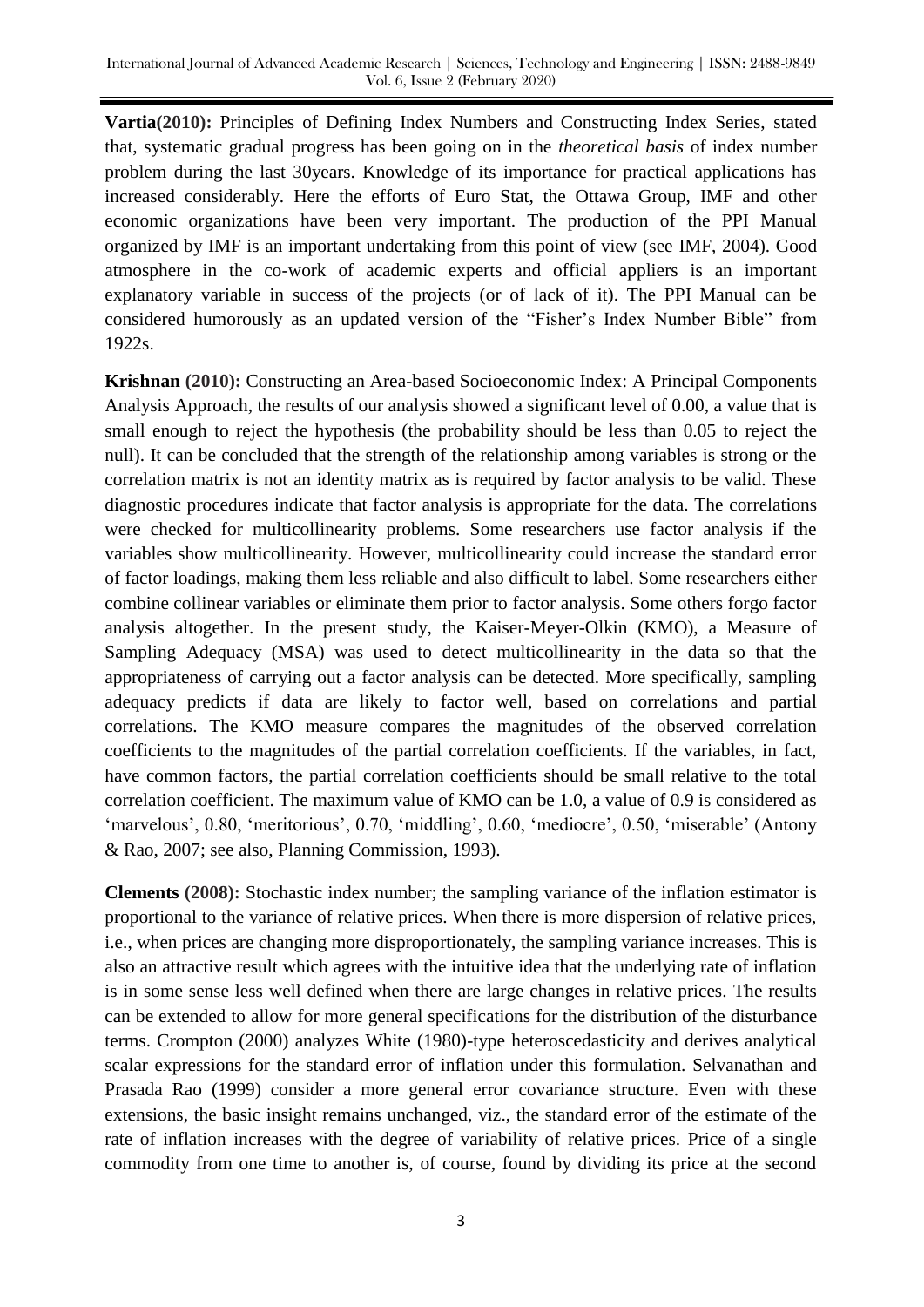**Vartia(2010):** Principles of Defining Index Numbers and Constructing Index Series, stated that, systematic gradual progress has been going on in the *theoretical basis* of index number problem during the last 30years. Knowledge of its importance for practical applications has increased considerably. Here the efforts of Euro Stat, the Ottawa Group, IMF and other economic organizations have been very important. The production of the PPI Manual organized by IMF is an important undertaking from this point of view (see IMF, 2004). Good atmosphere in the co-work of academic experts and official appliers is an important explanatory variable in success of the projects (or of lack of it). The PPI Manual can be considered humorously as an updated version of the "Fisher's Index Number Bible" from 1922s.

**Krishnan (2010):** Constructing an Area-based Socioeconomic Index: A Principal Components Analysis Approach, the results of our analysis showed a significant level of 0.00, a value that is small enough to reject the hypothesis (the probability should be less than 0.05 to reject the null). It can be concluded that the strength of the relationship among variables is strong or the correlation matrix is not an identity matrix as is required by factor analysis to be valid. These diagnostic procedures indicate that factor analysis is appropriate for the data. The correlations were checked for multicollinearity problems. Some researchers use factor analysis if the variables show multicollinearity. However, multicollinearity could increase the standard error of factor loadings, making them less reliable and also difficult to label. Some researchers either combine collinear variables or eliminate them prior to factor analysis. Some others forgo factor analysis altogether. In the present study, the Kaiser-Meyer-Olkin (KMO), a Measure of Sampling Adequacy (MSA) was used to detect multicollinearity in the data so that the appropriateness of carrying out a factor analysis can be detected. More specifically, sampling adequacy predicts if data are likely to factor well, based on correlations and partial correlations. The KMO measure compares the magnitudes of the observed correlation coefficients to the magnitudes of the partial correlation coefficients. If the variables, in fact, have common factors, the partial correlation coefficients should be small relative to the total correlation coefficient. The maximum value of KMO can be 1.0, a value of 0.9 is considered as 'marvelous', 0.80, 'meritorious', 0.70, 'middling', 0.60, 'mediocre', 0.50, 'miserable' (Antony & Rao, 2007; see also, Planning Commission, 1993).

**Clements (2008):** Stochastic index number; the sampling variance of the inflation estimator is proportional to the variance of relative prices. When there is more dispersion of relative prices, i.e., when prices are changing more disproportionately, the sampling variance increases. This is also an attractive result which agrees with the intuitive idea that the underlying rate of inflation is in some sense less well defined when there are large changes in relative prices. The results can be extended to allow for more general specifications for the distribution of the disturbance terms. Crompton (2000) analyzes White (1980)-type heteroscedasticity and derives analytical scalar expressions for the standard error of inflation under this formulation. Selvanathan and Prasada Rao (1999) consider a more general error covariance structure. Even with these extensions, the basic insight remains unchanged, viz., the standard error of the estimate of the rate of inflation increases with the degree of variability of relative prices. Price of a single commodity from one time to another is, of course, found by dividing its price at the second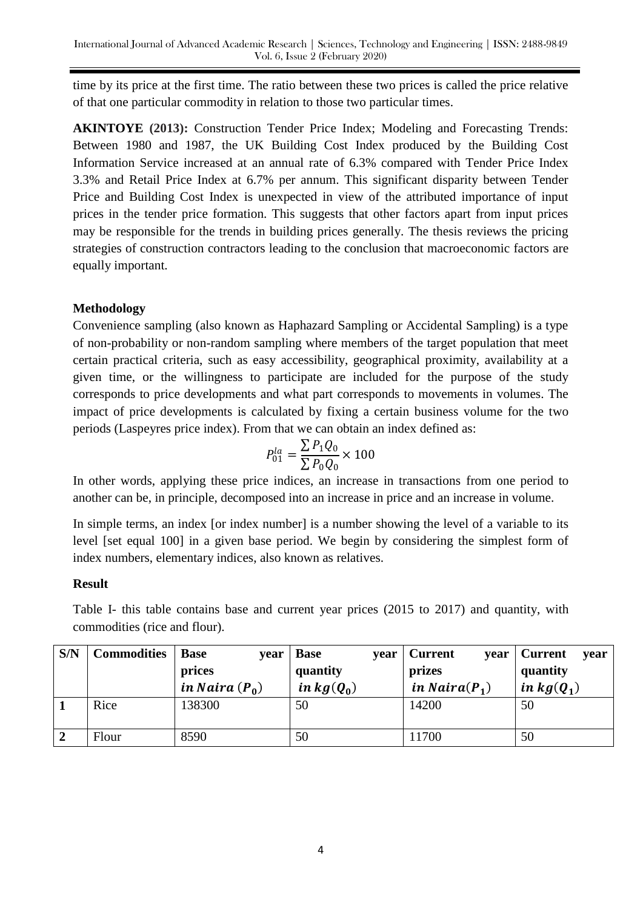time by its price at the first time. The ratio between these two prices is called the price relative of that one particular commodity in relation to those two particular times.

**AKINTOYE (2013):** Construction Tender Price Index; Modeling and Forecasting Trends: Between 1980 and 1987, the UK Building Cost Index produced by the Building Cost Information Service increased at an annual rate of 6.3% compared with Tender Price Index 3.3% and Retail Price Index at 6.7% per annum. This significant disparity between Tender Price and Building Cost Index is unexpected in view of the attributed importance of input prices in the tender price formation. This suggests that other factors apart from input prices may be responsible for the trends in building prices generally. The thesis reviews the pricing strategies of construction contractors leading to the conclusion that macroeconomic factors are equally important.

## Methodology

Convenience sampling (also known as Haphazard Sampling or Accidental Sampling) is a type of non-probability or non-random sampling where members of the target population that meet certain practical criteria, such as easy accessibility, geographical proximity, availability at a given time, or the willingness to participate are included for the purpose of the study corresponds to price developments and what part corresponds to movements in volumes. The impact of price developments is calculated by fixing a certain business volume for the two periods (Laspeyres price index). From that we can obtain an index defined as:

$$P_{01}^{la} = \frac{\sum P_1 Q_0}{\sum P_0 Q_0} \times 100$$

In other words, applying these price indices, an increase in transactions from one period to another can be, in principle, decomposed into an increase in price and an increase in volume.

In simple terms, an index [or index number] is a number showing the level of a variable to its level [set equal 100] in a given base period. We begin by considering the simplest form of index numbers, elementary indices, also known as relatives.

## Result

Table I- this table contains base and current year prices (2015 to 2017) and quantity, with commodities (rice and flour).

| S/N | Commodities | Base year prices *in Naira* ($P_0$) | Base year quantity *in kg*($Q_0$) | Current year prizes *in Naira*($P_1$) | Current year quantity *in kg*($Q_1$) |
|---|---|---|---|---|---|
| **1** | Rice | 138300 | 50 | 14200 | 50 |
| **2** | Flour | 8590 | 50 | 11700 | 50 |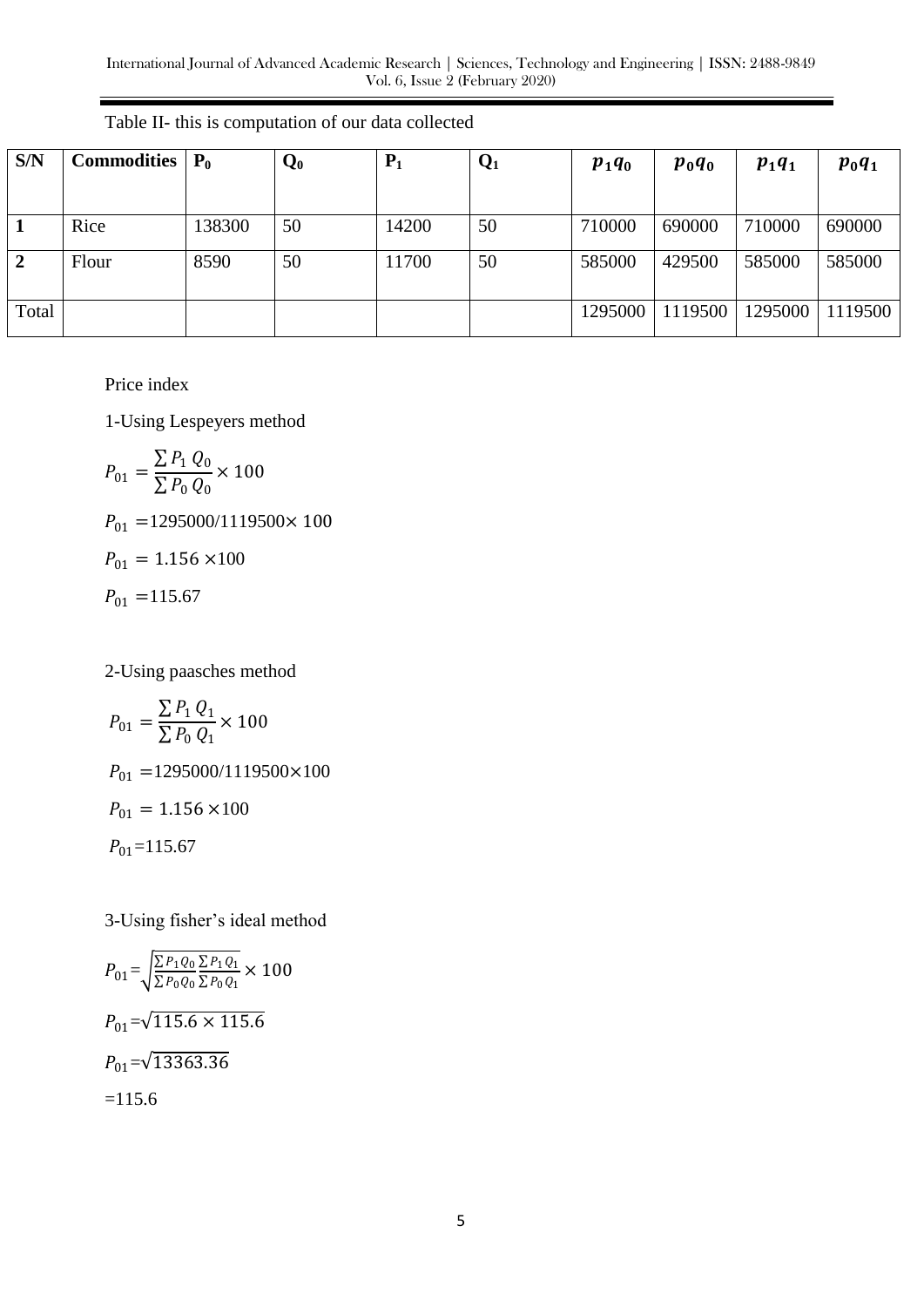Table II- this is computation of our data collected

| S/N | Commodities | $P_0$ | $Q_0$ | $P_1$ | $Q_1$ | $p_1q_0$ | $p_0q_0$ | $p_1q_1$ | $p_0q_1$ |
|---|---|---|---|---|---|---|---|---|---|
| **1** | Rice | 138300 | 50 | 14200 | 50 | 710000 | 690000 | 710000 | 690000 |
| **2** | Flour | 8590 | 50 | 11700 | 50 | 585000 | 429500 | 585000 | 585000 |
| Total | | | | | | 1295000 | 1119500 | 1295000 | 1119500 |

Price index

1-Using Lespeyers method

$$P_{01} = \frac{\sum P_1 Q_0}{\sum P_0 Q_0} \times 100$$

$P_{01}$ =1295000/1119500$\times$ 100

$P_{01} = 1.156 \times 100$

$P_{01}$ =115.67

2-Using paasches method

$$P_{01} = \frac{\sum P_1 Q_1}{\sum P_0 Q_1} \times 100$$

$P_{01}$ =1295000/1119500$\times$100

$P_{01} = 1.156 \times 100$

$P_{01}$=115.67

3-Using fisher's ideal method

$$P_{01} = \sqrt{\frac{\sum P_1 Q_0}{\sum P_0 Q_0} \frac{\sum P_1 Q_1}{\sum P_0 Q_1}} \times 100$$

$P_{01} = \sqrt{115.6 \times 115.6}$

$P_{01} = \sqrt{13363.36}$

=115.6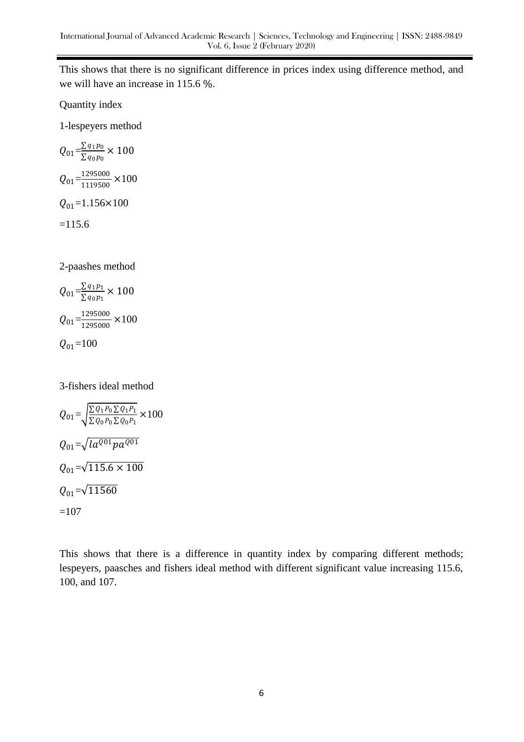This shows that there is no significant difference in prices index using difference method, and we will have an increase in 115.6 %.

Quantity index

1-lespeyers method

$Q_{01}=\frac{\sum q_1 p_0}{\sum q_0 p_0} \times 100$

$Q_{01}=\frac{1295000}{1119500} \times 100$

$Q_{01}=1.156 \times 100$

$=115.6$

2-paashes method

$Q_{01}=\frac{\sum q_1 p_1}{\sum q_0 p_1} \times 100$

$Q_{01}=\frac{1295000}{1295000} \times 100$

$Q_{01}=100$

3-fishers ideal method

$Q_{01}=\sqrt{\frac{\sum Q_1 P_0 \sum Q_1 P_1}{\sum Q_0 P_0 \sum Q_0 P_1}} \times 100$

$Q_{01}=\sqrt{la^{Q01} pa^{Q01}}$

$Q_{01}=\sqrt{115.6 \times 100}$

$Q_{01}=\sqrt{11560}$

$=107$

This shows that there is a difference in quantity index by comparing different methods; lespeyers, paasches and fishers ideal method with different significant value increasing 115.6, 100, and 107.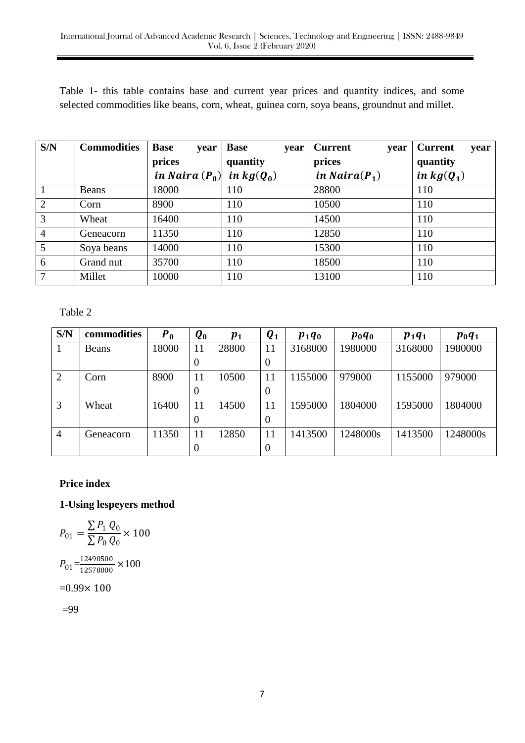Table 1- this table contains base and current year prices and quantity indices, and some selected commodities like beans, corn, wheat, guinea corn, soya beans, groundnut and millet.

| S/N | Commodities | Base year prices *in Naira* $(P_0)$ | Base year quantity *in kg*$(Q_0)$ | Current year prices *in Naira*$(P_1)$ | Current year quantity *in kg*$(Q_1)$ |
|---|---|---|---|---|---|
| 1 | Beans | 18000 | 110 | 28800 | 110 |
| 2 | Corn | 8900 | 110 | 10500 | 110 |
| 3 | Wheat | 16400 | 110 | 14500 | 110 |
| 4 | Geneacorn | 11350 | 110 | 12850 | 110 |
| 5 | Soya beans | 14000 | 110 | 15300 | 110 |
| 6 | Grand nut | 35700 | 110 | 18500 | 110 |
| 7 | Millet | 10000 | 110 | 13100 | 110 |

Table 2

| S/N | commodities | $P_0$ | $Q_0$ | $p_1$ | $Q_1$ | $p_1q_0$ | $p_0q_0$ | $p_1q_1$ | $p_0q_1$ |
|---|---|---|---|---|---|---|---|---|---|
| 1 | Beans | 18000 | 110 | 28800 | 110 | 3168000 | 1980000 | 3168000 | 1980000 |
| 2 | Corn | 8900 | 110 | 10500 | 110 | 1155000 | 979000 | 1155000 | 979000 |
| 3 | Wheat | 16400 | 110 | 14500 | 110 | 1595000 | 1804000 | 1595000 | 1804000 |
| 4 | Geneacorn | 11350 | 110 | 12850 | 110 | 1413500 | 1248000s | 1413500 | 1248000s |

**Price index**

**1-Using lespeyers method**

$$P_{01} = \frac{\sum P_1\, Q_0}{\sum P_0\, Q_0} \times 100$$

$$P_{01} = \frac{12490500}{12578000} \times 100$$

$$=0.99 \times 100$$

$$=99$$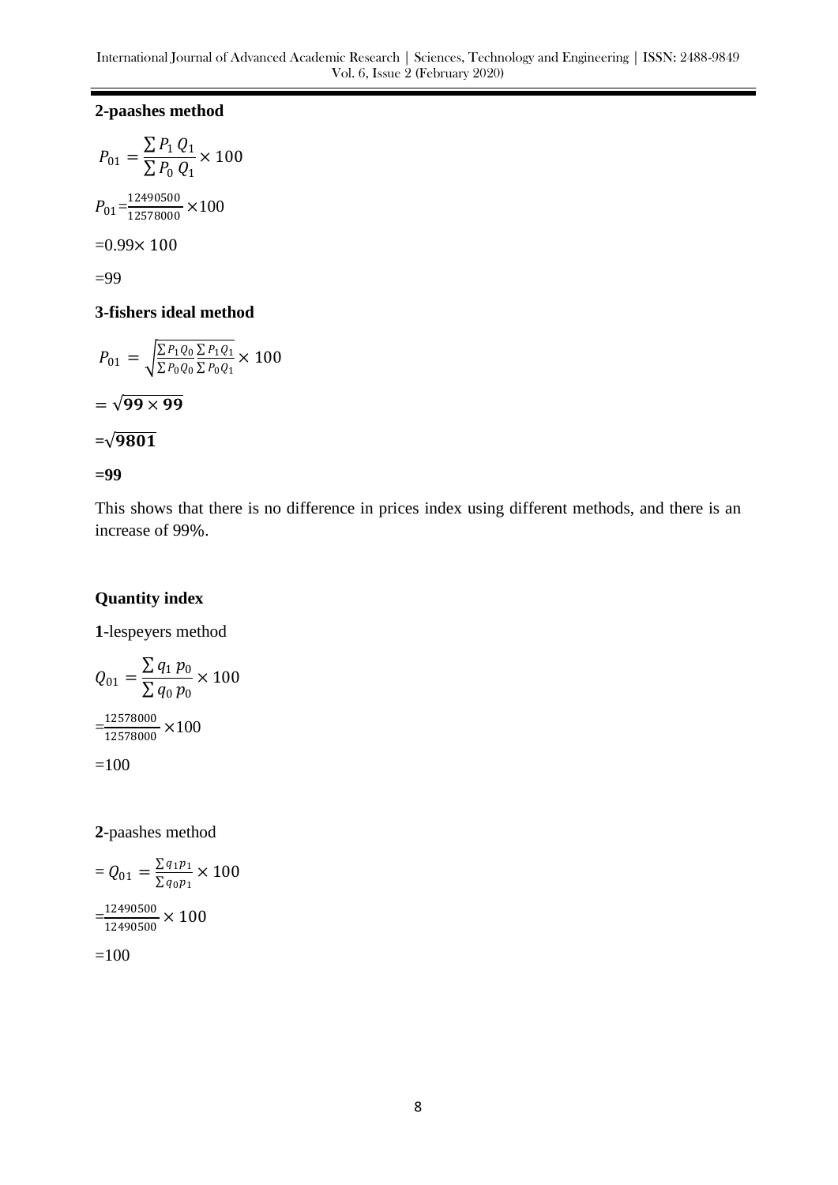**2-paashes method**

$$P_{01} = \frac{\sum P_1\, Q_1}{\sum P_0\, Q_1} \times 100$$

$P_{01} = \frac{12490500}{12578000} \times 100$

$= 0.99 \times 100$

$= 99$

**3-fishers ideal method**

$$P_{01} = \sqrt{\frac{\sum P_1 Q_0}{\sum P_0 Q_0} \frac{\sum P_1 Q_1}{\sum P_0 Q_1}} \times 100$$

$= \sqrt{\mathbf{99 \times 99}}$

**=**$\sqrt{\mathbf{9801}}$

**=99**

This shows that there is no difference in prices index using different methods, and there is an increase of 99%.

**Quantity index**

**1**-lespeyers method

$$Q_{01} = \frac{\sum q_1\, p_0}{\sum q_0\, p_0} \times 100$$

$= \frac{12578000}{12578000} \times 100$

$= 100$

**2**-paashes method

$= Q_{01} = \frac{\sum q_1 p_1}{\sum q_0 p_1} \times 100$

$= \frac{12490500}{12490500} \times 100$

$= 100$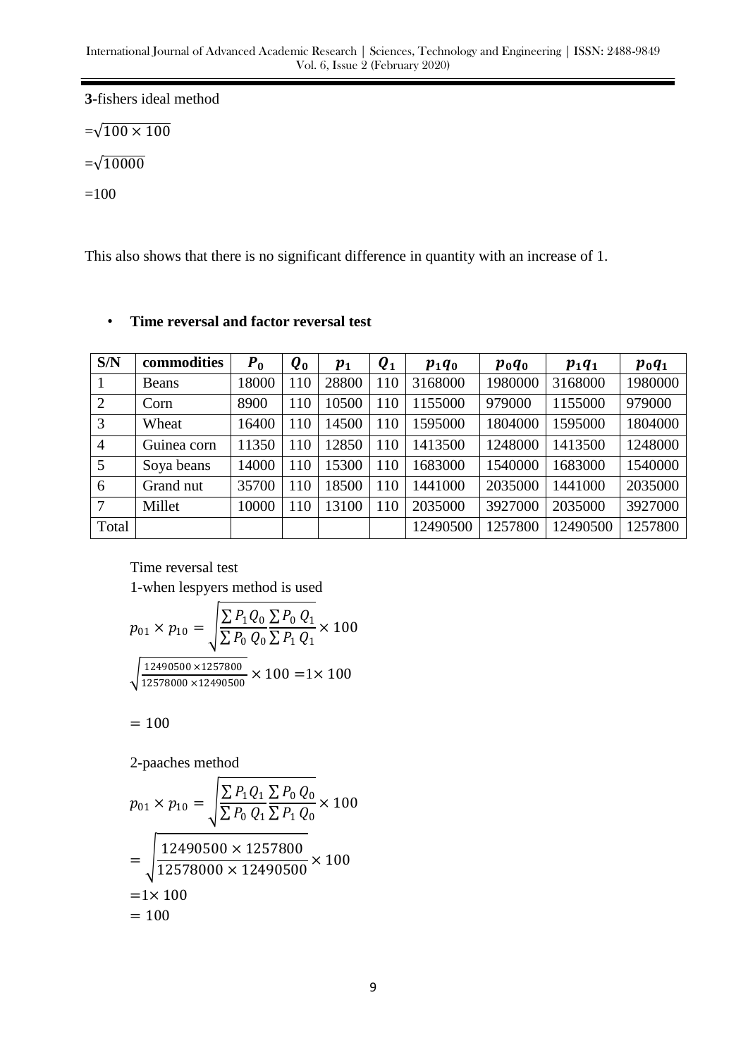**3**-fishers ideal method

$=\sqrt{100 \times 100}$

$=\sqrt{10000}$

$=100$

This also shows that there is no significant difference in quantity with an increase of 1.

- **Time reversal and factor reversal test**

| S/N | commodities | $P_0$ | $Q_0$ | $p_1$ | $Q_1$ | $p_1q_0$ | $p_0q_0$ | $p_1q_1$ | $p_0q_1$ |
|---|---|---|---|---|---|---|---|---|---|
| 1 | Beans | 18000 | 110 | 28800 | 110 | 3168000 | 1980000 | 3168000 | 1980000 |
| 2 | Corn | 8900 | 110 | 10500 | 110 | 1155000 | 979000 | 1155000 | 979000 |
| 3 | Wheat | 16400 | 110 | 14500 | 110 | 1595000 | 1804000 | 1595000 | 1804000 |
| 4 | Guinea corn | 11350 | 110 | 12850 | 110 | 1413500 | 1248000 | 1413500 | 1248000 |
| 5 | Soya beans | 14000 | 110 | 15300 | 110 | 1683000 | 1540000 | 1683000 | 1540000 |
| 6 | Grand nut | 35700 | 110 | 18500 | 110 | 1441000 | 2035000 | 1441000 | 2035000 |
| 7 | Millet | 10000 | 110 | 13100 | 110 | 2035000 | 3927000 | 2035000 | 3927000 |
| Total | | | | | | 12490500 | 1257800 | 12490500 | 1257800 |

Time reversal test

1-when lespyers method is used

$$p_{01} \times p_{10} = \sqrt{\frac{\sum P_1 Q_0}{\sum P_0\ Q_0} \frac{\sum P_0\ Q_1}{\sum P_1\ Q_1}} \times 100$$

$$\sqrt{\frac{12490500 \times 1257800}{12578000 \times 12490500}} \times 100 = 1 \times 100$$

$$= 100$$

2-paaches method

$$p_{01} \times p_{10} = \sqrt{\frac{\sum P_1 Q_1}{\sum P_0\ Q_1} \frac{\sum P_0\ Q_0}{\sum P_1\ Q_0}} \times 100$$

$$= \sqrt{\frac{12490500 \times 1257800}{12578000 \times 12490500}} \times 100$$

$$= 1 \times 100$$

$$= 100$$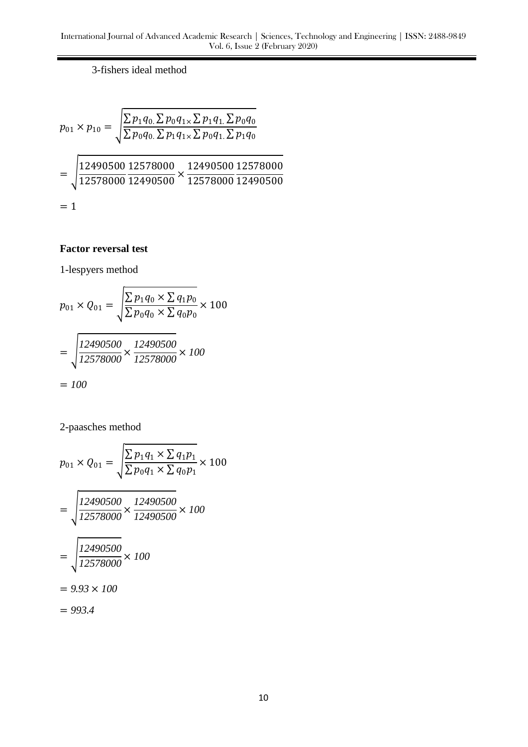3-fishers ideal method

$$p_{01} \times p_{10} = \sqrt{\frac{\sum p_1 q_{0.} \sum p_0 q_{1\times} \sum p_1 q_{1.} \sum p_0 q_0}{\sum p_0 q_{0.} \sum p_1 q_{1\times} \sum p_0 q_{1.} \sum p_1 q_0}}$$

$$= \sqrt{\frac{12490500}{12578000} \frac{12578000}{12490500} \times \frac{12490500}{12578000} \frac{12578000}{12490500}}$$

$$= 1$$

**Factor reversal test**

1-lespyers method

$$p_{01} \times Q_{01} = \sqrt{\frac{\sum p_1 q_0 \times \sum q_1 p_0}{\sum p_0 q_0 \times \sum q_0 p_0}} \times 100$$

$$= \sqrt{\frac{12490500}{12578000} \times \frac{12490500}{12578000}} \times 100$$

$$= 100$$

2-paasches method

$$p_{01} \times Q_{01} = \sqrt{\frac{\sum p_1 q_1 \times \sum q_1 p_1}{\sum p_0 q_1 \times \sum q_0 p_1}} \times 100$$

$$= \sqrt{\frac{12490500}{12578000} \times \frac{12490500}{12490500}} \times 100$$

$$= \sqrt{\frac{12490500}{12578000}} \times 100$$

$$= 9.93 \times 100$$

$$= 993.4$$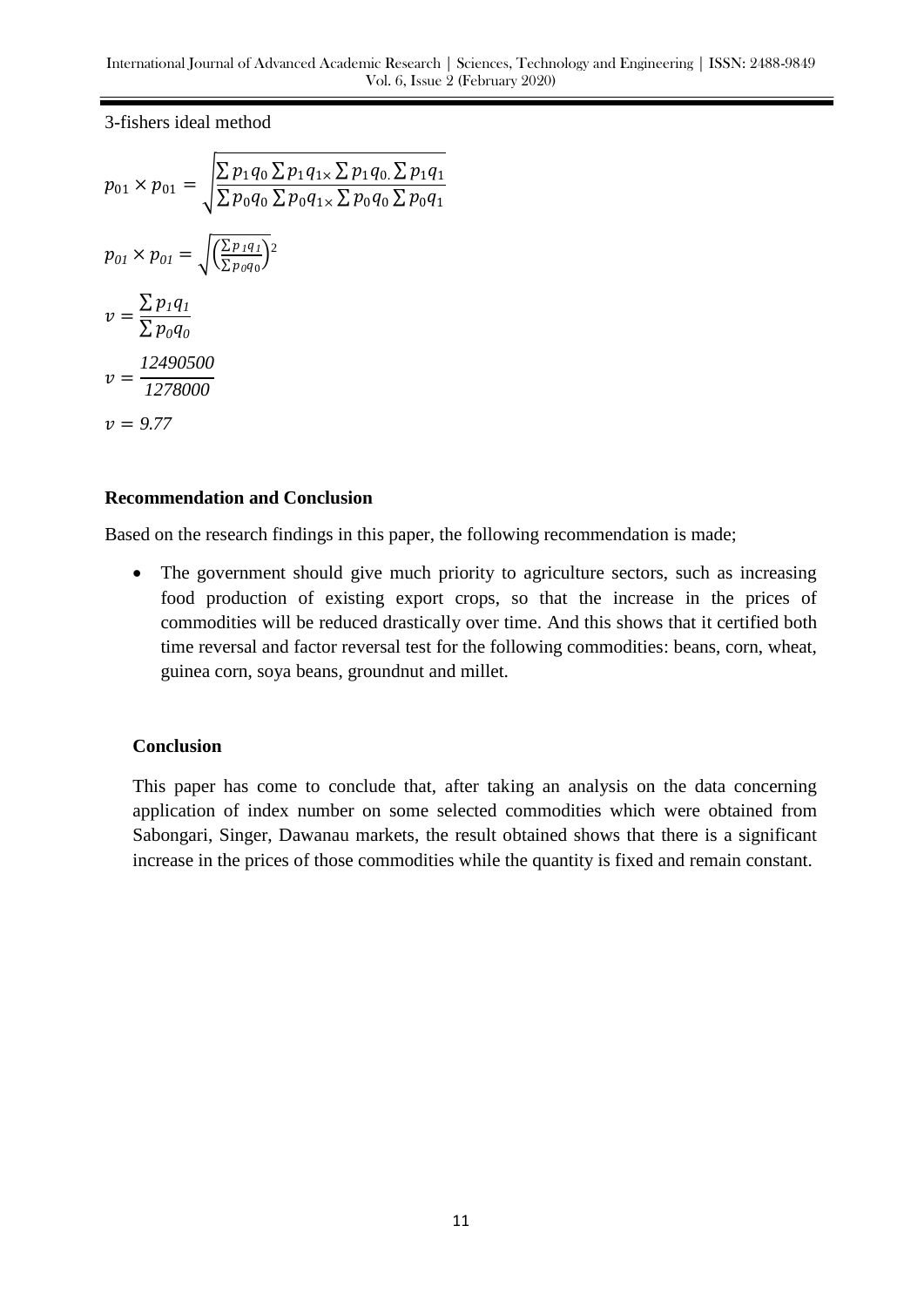3-fishers ideal method

$$p_{01} \times p_{01} = \sqrt{\frac{\sum p_1 q_0 \sum p_1 q_{1\times} \sum p_1 q_{0.} \sum p_1 q_1}{\sum p_0 q_0 \sum p_0 q_{1\times} \sum p_0 q_0 \sum p_0 q_1}}$$

$$p_{01} \times p_{01} = \sqrt{\left(\frac{\sum p_1 q_1}{\sum p_0 q_0}\right)^2}$$

$$v = \frac{\sum p_1 q_1}{\sum p_0 q_0}$$

$$v = \frac{12490500}{1278000}$$

$$v = 9.77$$

## Recommendation and Conclusion

Based on the research findings in this paper, the following recommendation is made;

- The government should give much priority to agriculture sectors, such as increasing food production of existing export crops, so that the increase in the prices of commodities will be reduced drastically over time. And this shows that it certified both time reversal and factor reversal test for the following commodities: beans, corn, wheat, guinea corn, soya beans, groundnut and millet.

### Conclusion

This paper has come to conclude that, after taking an analysis on the data concerning application of index number on some selected commodities which were obtained from Sabongari, Singer, Dawanau markets, the result obtained shows that there is a significant increase in the prices of those commodities while the quantity is fixed and remain constant.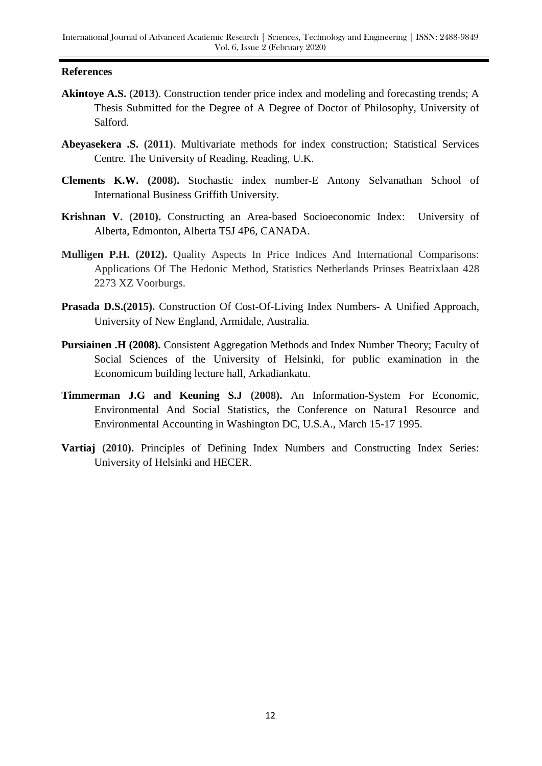**References**

**Akintoye A.S. (2013)**. Construction tender price index and modeling and forecasting trends; A Thesis Submitted for the Degree of A Degree of Doctor of Philosophy, University of Salford.

**Abeyasekera .S. (2011)**. Multivariate methods for index construction; Statistical Services Centre. The University of Reading, Reading, U.K.

**Clements K.W. (2008).** Stochastic index number-E Antony Selvanathan School of International Business Griffith University.

**Krishnan V. (2010).** Constructing an Area-based Socioeconomic Index: University of Alberta, Edmonton, Alberta T5J 4P6, CANADA.

**Mulligen P.H. (2012).** Quality Aspects In Price Indices And International Comparisons: Applications Of The Hedonic Method, Statistics Netherlands Prinses Beatrixlaan 428 2273 XZ Voorburgs.

**Prasada D.S.(2015).** Construction Of Cost-Of-Living Index Numbers- A Unified Approach, University of New England, Armidale, Australia.

**Pursiainen .H (2008).** Consistent Aggregation Methods and Index Number Theory; Faculty of Social Sciences of the University of Helsinki, for public examination in the Economicum building lecture hall, Arkadiankatu.

**Timmerman J.G and Keuning S.J (2008).** An Information-System For Economic, Environmental And Social Statistics, the Conference on Natura1 Resource and Environmental Accounting in Washington DC, U.S.A., March 15-17 1995.

**Vartiaj (2010).** Principles of Defining Index Numbers and Constructing Index Series: University of Helsinki and HECER.